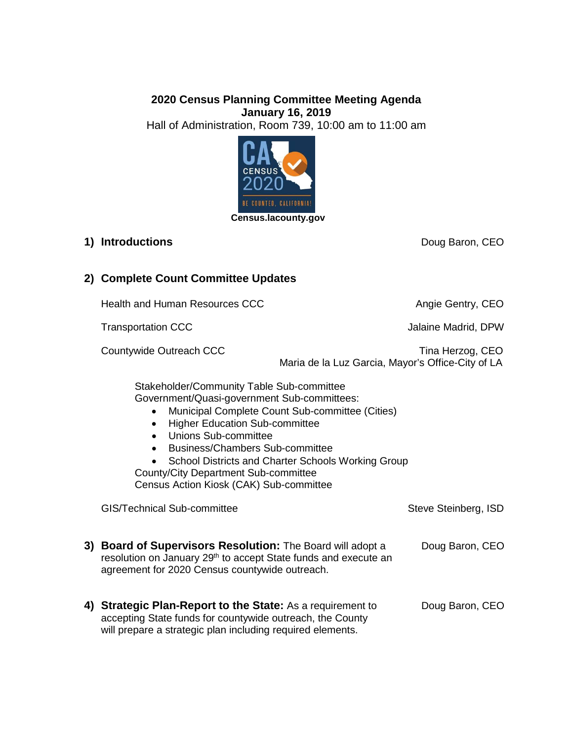**2020 Census Planning Committee Meeting Agenda**
**January 16, 2019**
Hall of Administration, Room 739, 10:00 am to 11:00 am

**Census.lacounty.gov**

**1) Introductions** — Doug Baron, CEO

**2) Complete Count Committee Updates**

Health and Human Resources CCC — Angie Gentry, CEO

Transportation CCC — Jalaine Madrid, DPW

Countywide Outreach CCC — Tina Herzog, CEO; Maria de la Luz Garcia, Mayor's Office-City of LA

Stakeholder/Community Table Sub-committee
Government/Quasi-government Sub-committees:

- Municipal Complete Count Sub-committee (Cities)
- Higher Education Sub-committee
- Unions Sub-committee
- Business/Chambers Sub-committee
- School Districts and Charter Schools Working Group

County/City Department Sub-committee
Census Action Kiosk (CAK) Sub-committee

GIS/Technical Sub-committee — Steve Steinberg, ISD

**3) Board of Supervisors Resolution:** The Board will adopt a resolution on January 29th to accept State funds and execute an agreement for 2020 Census countywide outreach. — Doug Baron, CEO

**4) Strategic Plan-Report to the State:** As a requirement to accepting State funds for countywide outreach, the County will prepare a strategic plan including required elements. — Doug Baron, CEO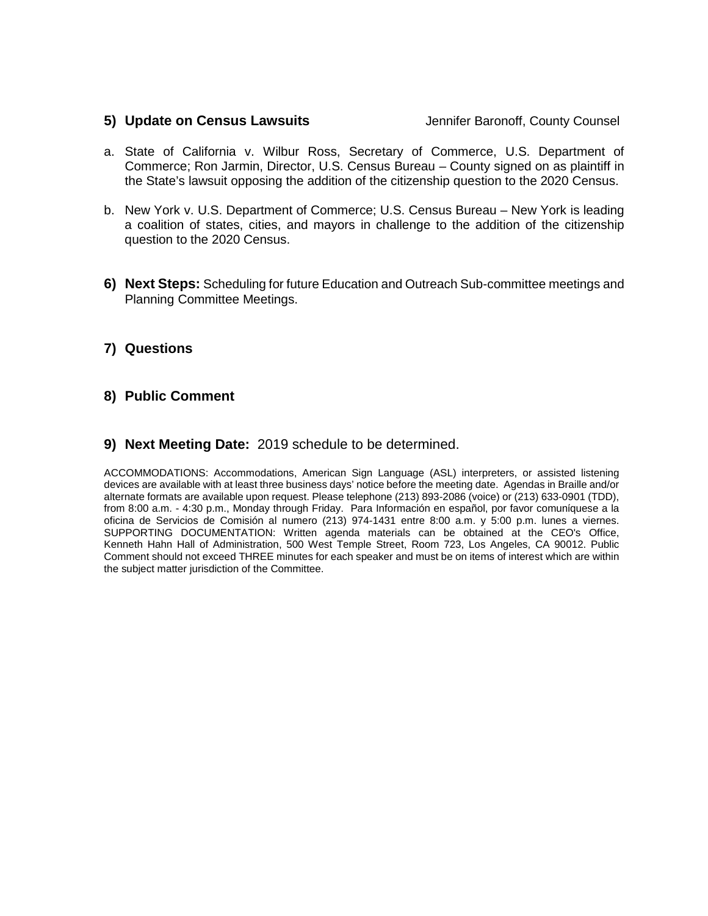**5) Update on Census Lawsuits** Jennifer Baronoff, County Counsel

a. State of California v. Wilbur Ross, Secretary of Commerce, U.S. Department of Commerce; Ron Jarmin, Director, U.S. Census Bureau – County signed on as plaintiff in the State's lawsuit opposing the addition of the citizenship question to the 2020 Census.

b. New York v. U.S. Department of Commerce; U.S. Census Bureau – New York is leading a coalition of states, cities, and mayors in challenge to the addition of the citizenship question to the 2020 Census.

**6) Next Steps:** Scheduling for future Education and Outreach Sub-committee meetings and Planning Committee Meetings.

**7) Questions**

**8) Public Comment**

**9) Next Meeting Date:** 2019 schedule to be determined.

ACCOMMODATIONS: Accommodations, American Sign Language (ASL) interpreters, or assisted listening devices are available with at least three business days' notice before the meeting date. Agendas in Braille and/or alternate formats are available upon request. Please telephone (213) 893-2086 (voice) or (213) 633-0901 (TDD), from 8:00 a.m. - 4:30 p.m., Monday through Friday. Para Información en español, por favor comuníquese a la oficina de Servicios de Comisión al numero (213) 974-1431 entre 8:00 a.m. y 5:00 p.m. lunes a viernes. SUPPORTING DOCUMENTATION: Written agenda materials can be obtained at the CEO's Office, Kenneth Hahn Hall of Administration, 500 West Temple Street, Room 723, Los Angeles, CA 90012. Public Comment should not exceed THREE minutes for each speaker and must be on items of interest which are within the subject matter jurisdiction of the Committee.